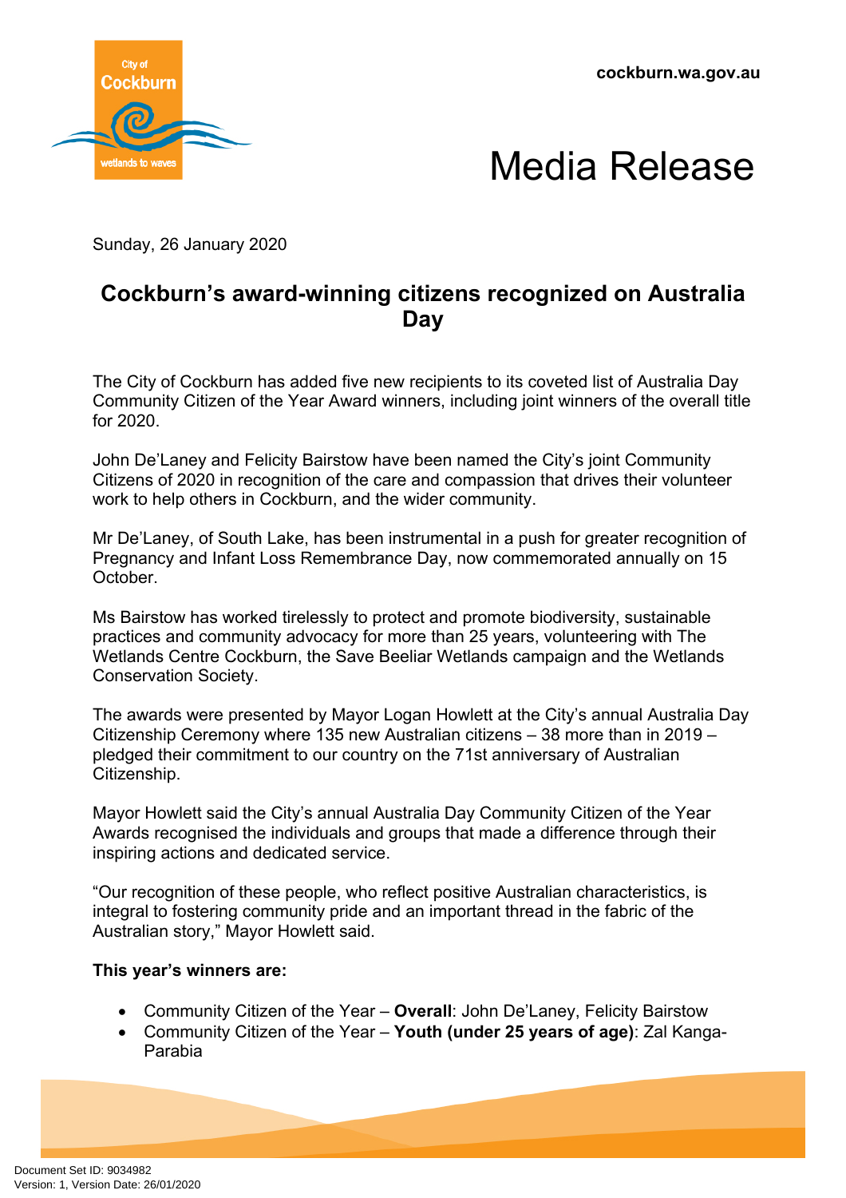cockburn.wa.gov.au

# Media Release

Sunday, 26 January 2020

## Cockburn's award-winning citizens recognized on Australia Day

The City of Cockburn has added five new recipients to its coveted list of Australia Day Community Citizen of the Year Award winners, including joint winners of the overall title for 2020.

John De'Laney and Felicity Bairstow have been named the City's joint Community Citizens of 2020 in recognition of the care and compassion that drives their volunteer work to help others in Cockburn, and the wider community.

Mr De'Laney, of South Lake, has been instrumental in a push for greater recognition of Pregnancy and Infant Loss Remembrance Day, now commemorated annually on 15 October.

Ms Bairstow has worked tirelessly to protect and promote biodiversity, sustainable practices and community advocacy for more than 25 years, volunteering with The Wetlands Centre Cockburn, the Save Beeliar Wetlands campaign and the Wetlands Conservation Society.

The awards were presented by Mayor Logan Howlett at the City's annual Australia Day Citizenship Ceremony where 135 new Australian citizens – 38 more than in 2019 – pledged their commitment to our country on the 71st anniversary of Australian Citizenship.

Mayor Howlett said the City's annual Australia Day Community Citizen of the Year Awards recognised the individuals and groups that made a difference through their inspiring actions and dedicated service.

"Our recognition of these people, who reflect positive Australian characteristics, is integral to fostering community pride and an important thread in the fabric of the Australian story," Mayor Howlett said.

**This year's winners are:**

- Community Citizen of the Year – **Overall**: John De'Laney, Felicity Bairstow
- Community Citizen of the Year – **Youth (under 25 years of age)**: Zal Kanga-Parabia

Document Set ID: 9034982
Version: 1, Version Date: 26/01/2020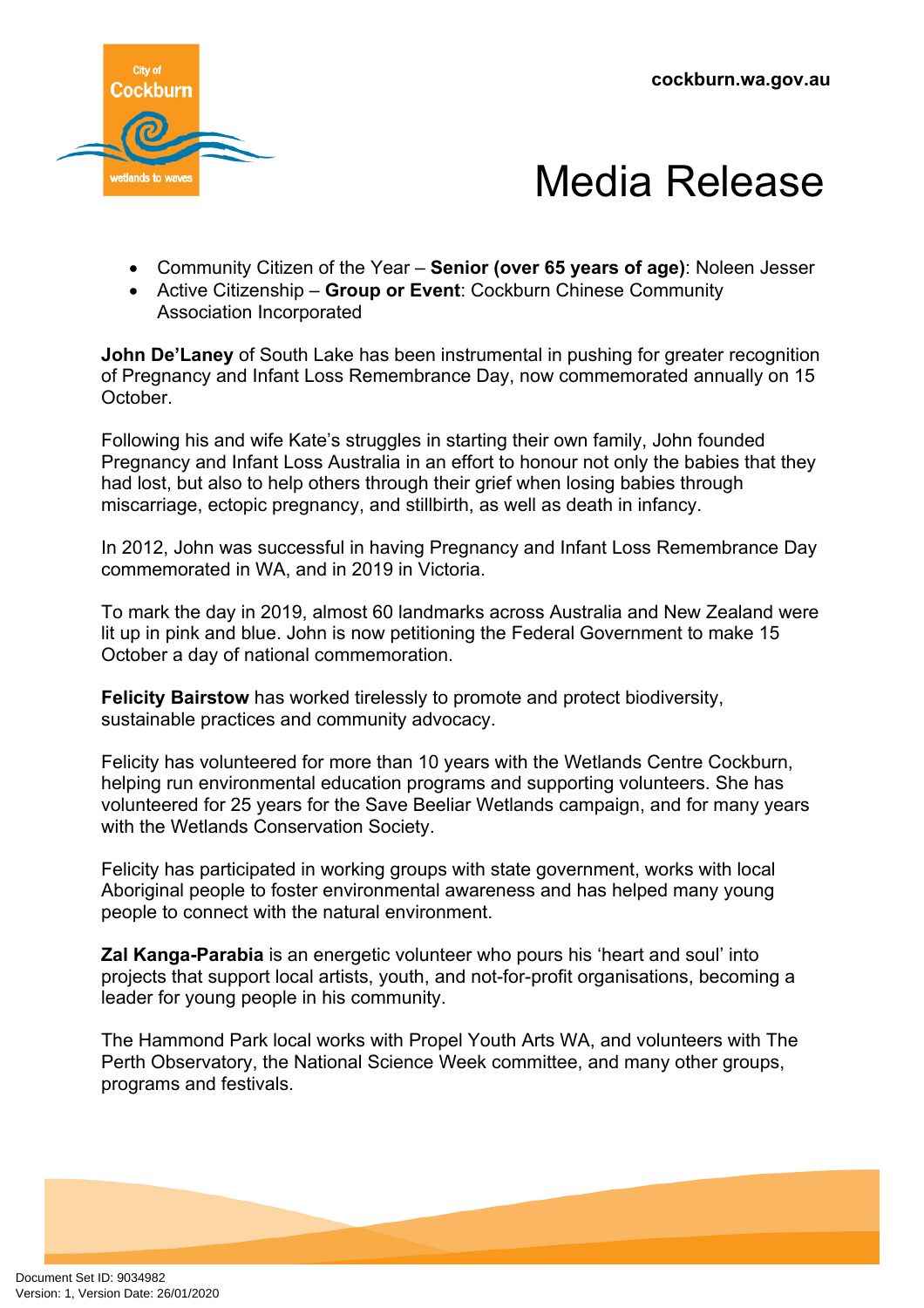- Community Citizen of the Year – **Senior (over 65 years of age)**: Noleen Jesser
- Active Citizenship – **Group or Event**: Cockburn Chinese Community Association Incorporated

**John De'Laney** of South Lake has been instrumental in pushing for greater recognition of Pregnancy and Infant Loss Remembrance Day, now commemorated annually on 15 October.

Following his and wife Kate's struggles in starting their own family, John founded Pregnancy and Infant Loss Australia in an effort to honour not only the babies that they had lost, but also to help others through their grief when losing babies through miscarriage, ectopic pregnancy, and stillbirth, as well as death in infancy.

In 2012, John was successful in having Pregnancy and Infant Loss Remembrance Day commemorated in WA, and in 2019 in Victoria.

To mark the day in 2019, almost 60 landmarks across Australia and New Zealand were lit up in pink and blue. John is now petitioning the Federal Government to make 15 October a day of national commemoration.

**Felicity Bairstow** has worked tirelessly to promote and protect biodiversity, sustainable practices and community advocacy.

Felicity has volunteered for more than 10 years with the Wetlands Centre Cockburn, helping run environmental education programs and supporting volunteers. She has volunteered for 25 years for the Save Beeliar Wetlands campaign, and for many years with the Wetlands Conservation Society.

Felicity has participated in working groups with state government, works with local Aboriginal people to foster environmental awareness and has helped many young people to connect with the natural environment.

**Zal Kanga-Parabia** is an energetic volunteer who pours his 'heart and soul' into projects that support local artists, youth, and not-for-profit organisations, becoming a leader for young people in his community.

The Hammond Park local works with Propel Youth Arts WA, and volunteers with The Perth Observatory, the National Science Week committee, and many other groups, programs and festivals.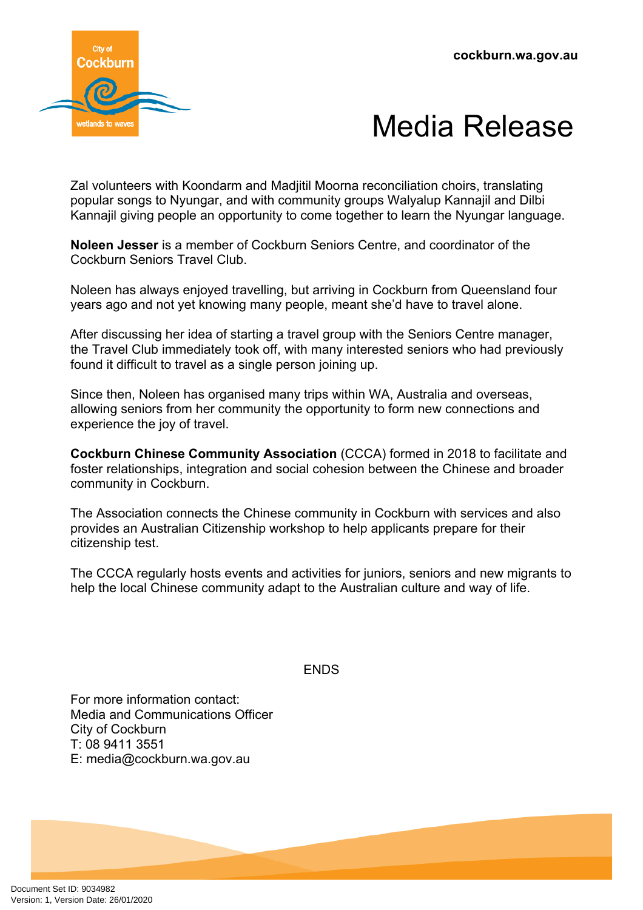Zal volunteers with Koondarm and Madjitil Moorna reconciliation choirs, translating popular songs to Nyungar, and with community groups Walyalup Kannajil and Dilbi Kannajil giving people an opportunity to come together to learn the Nyungar language.

**Noleen Jesser** is a member of Cockburn Seniors Centre, and coordinator of the Cockburn Seniors Travel Club.

Noleen has always enjoyed travelling, but arriving in Cockburn from Queensland four years ago and not yet knowing many people, meant she'd have to travel alone.

After discussing her idea of starting a travel group with the Seniors Centre manager, the Travel Club immediately took off, with many interested seniors who had previously found it difficult to travel as a single person joining up.

Since then, Noleen has organised many trips within WA, Australia and overseas, allowing seniors from her community the opportunity to form new connections and experience the joy of travel.

**Cockburn Chinese Community Association** (CCCA) formed in 2018 to facilitate and foster relationships, integration and social cohesion between the Chinese and broader community in Cockburn.

The Association connects the Chinese community in Cockburn with services and also provides an Australian Citizenship workshop to help applicants prepare for their citizenship test.

The CCCA regularly hosts events and activities for juniors, seniors and new migrants to help the local Chinese community adapt to the Australian culture and way of life.

ENDS

For more information contact:
Media and Communications Officer
City of Cockburn
T: 08 9411 3551
E: media@cockburn.wa.gov.au